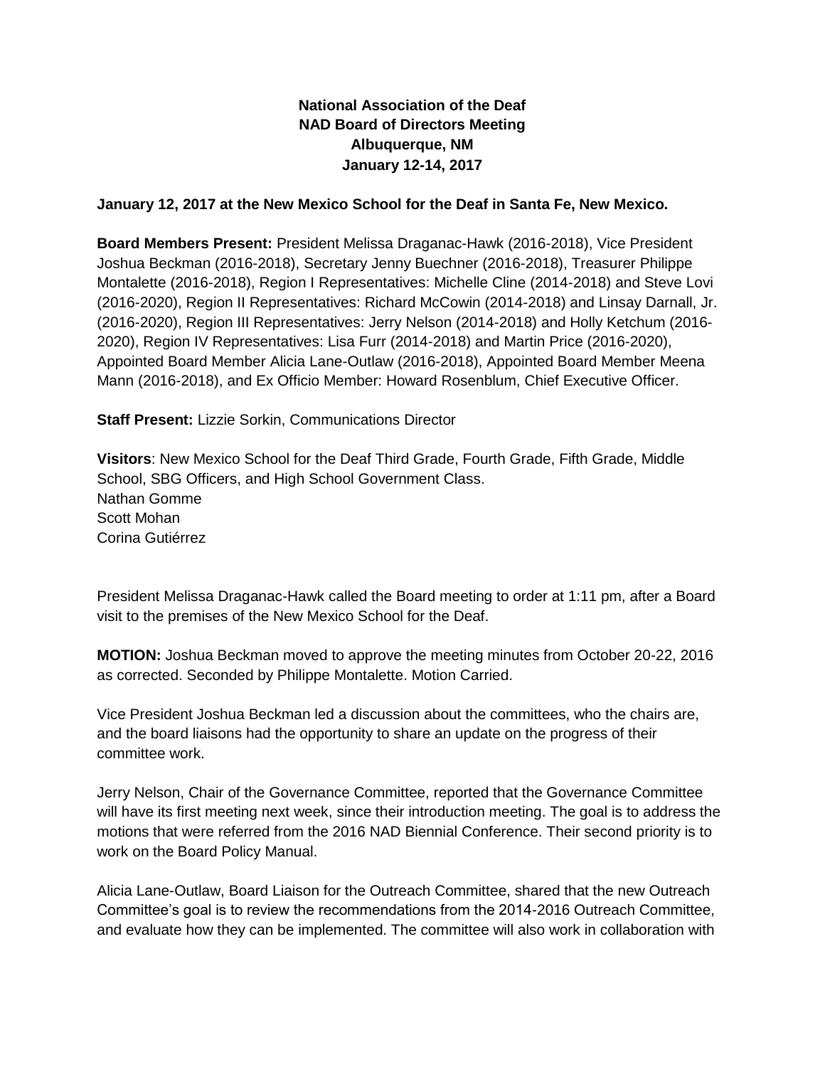**National Association of the Deaf**
**NAD Board of Directors Meeting**
**Albuquerque, NM**
**January 12-14, 2017**

**January 12, 2017 at the New Mexico School for the Deaf in Santa Fe, New Mexico.**

**Board Members Present:** President Melissa Draganac-Hawk (2016-2018), Vice President Joshua Beckman (2016-2018), Secretary Jenny Buechner (2016-2018), Treasurer Philippe Montalette (2016-2018), Region I Representatives: Michelle Cline (2014-2018) and Steve Lovi (2016-2020), Region II Representatives: Richard McCowin (2014-2018) and Linsay Darnall, Jr. (2016-2020), Region III Representatives: Jerry Nelson (2014-2018) and Holly Ketchum (2016-2020), Region IV Representatives: Lisa Furr (2014-2018) and Martin Price (2016-2020), Appointed Board Member Alicia Lane-Outlaw (2016-2018), Appointed Board Member Meena Mann (2016-2018), and Ex Officio Member: Howard Rosenblum, Chief Executive Officer.

**Staff Present:** Lizzie Sorkin, Communications Director

**Visitors**: New Mexico School for the Deaf Third Grade, Fourth Grade, Fifth Grade, Middle School, SBG Officers, and High School Government Class.
Nathan Gomme
Scott Mohan
Corina Gutiérrez

President Melissa Draganac-Hawk called the Board meeting to order at 1:11 pm, after a Board visit to the premises of the New Mexico School for the Deaf.

**MOTION:** Joshua Beckman moved to approve the meeting minutes from October 20-22, 2016 as corrected. Seconded by Philippe Montalette. Motion Carried.

Vice President Joshua Beckman led a discussion about the committees, who the chairs are, and the board liaisons had the opportunity to share an update on the progress of their committee work.

Jerry Nelson, Chair of the Governance Committee, reported that the Governance Committee will have its first meeting next week, since their introduction meeting. The goal is to address the motions that were referred from the 2016 NAD Biennial Conference. Their second priority is to work on the Board Policy Manual.

Alicia Lane-Outlaw, Board Liaison for the Outreach Committee, shared that the new Outreach Committee's goal is to review the recommendations from the 2014-2016 Outreach Committee, and evaluate how they can be implemented. The committee will also work in collaboration with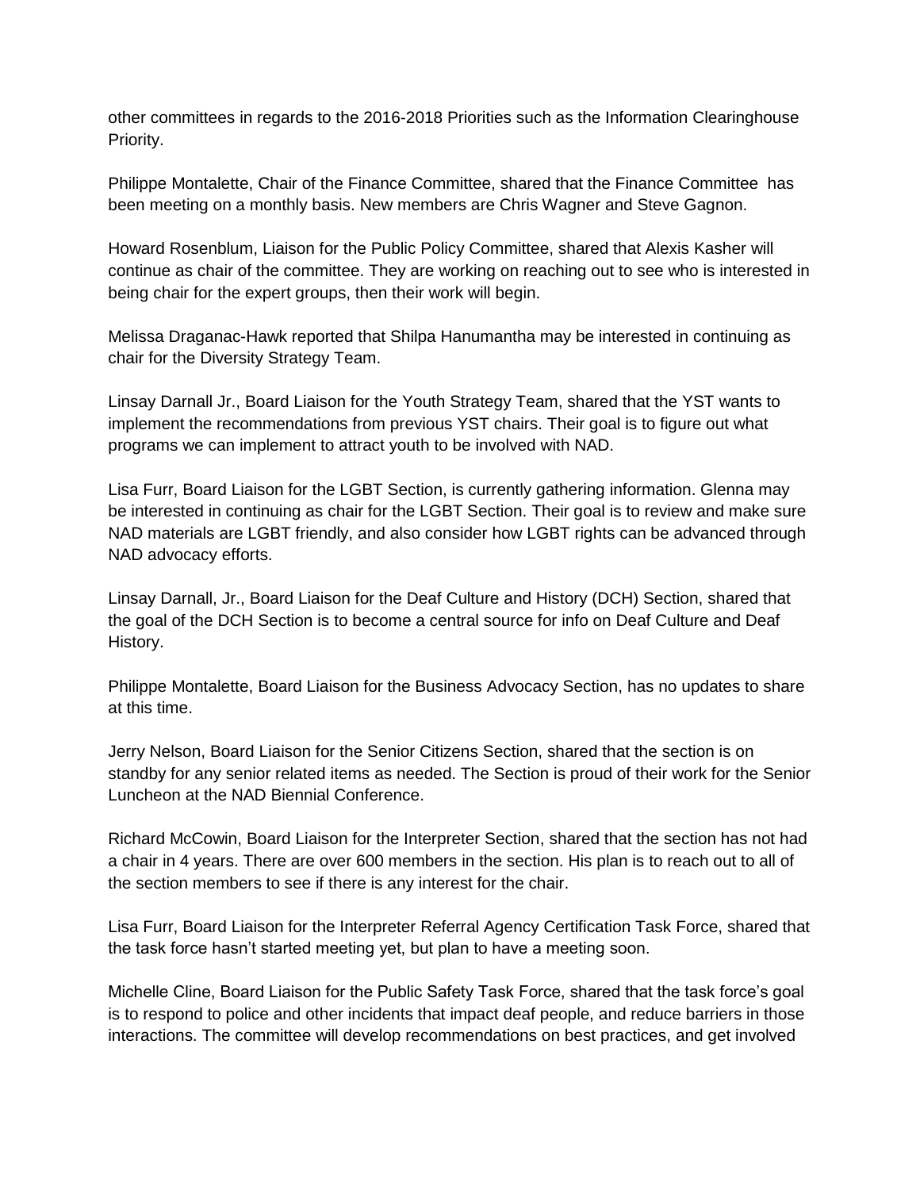other committees in regards to the 2016-2018 Priorities such as the Information Clearinghouse Priority.

Philippe Montalette, Chair of the Finance Committee, shared that the Finance Committee has been meeting on a monthly basis. New members are Chris Wagner and Steve Gagnon.

Howard Rosenblum, Liaison for the Public Policy Committee, shared that Alexis Kasher will continue as chair of the committee. They are working on reaching out to see who is interested in being chair for the expert groups, then their work will begin.

Melissa Draganac-Hawk reported that Shilpa Hanumantha may be interested in continuing as chair for the Diversity Strategy Team.

Linsay Darnall Jr., Board Liaison for the Youth Strategy Team, shared that the YST wants to implement the recommendations from previous YST chairs. Their goal is to figure out what programs we can implement to attract youth to be involved with NAD.

Lisa Furr, Board Liaison for the LGBT Section, is currently gathering information. Glenna may be interested in continuing as chair for the LGBT Section. Their goal is to review and make sure NAD materials are LGBT friendly, and also consider how LGBT rights can be advanced through NAD advocacy efforts.

Linsay Darnall, Jr., Board Liaison for the Deaf Culture and History (DCH) Section, shared that the goal of the DCH Section is to become a central source for info on Deaf Culture and Deaf History.

Philippe Montalette, Board Liaison for the Business Advocacy Section, has no updates to share at this time.

Jerry Nelson, Board Liaison for the Senior Citizens Section, shared that the section is on standby for any senior related items as needed. The Section is proud of their work for the Senior Luncheon at the NAD Biennial Conference.

Richard McCowin, Board Liaison for the Interpreter Section, shared that the section has not had a chair in 4 years. There are over 600 members in the section. His plan is to reach out to all of the section members to see if there is any interest for the chair.

Lisa Furr, Board Liaison for the Interpreter Referral Agency Certification Task Force, shared that the task force hasn't started meeting yet, but plan to have a meeting soon.

Michelle Cline, Board Liaison for the Public Safety Task Force, shared that the task force's goal is to respond to police and other incidents that impact deaf people, and reduce barriers in those interactions. The committee will develop recommendations on best practices, and get involved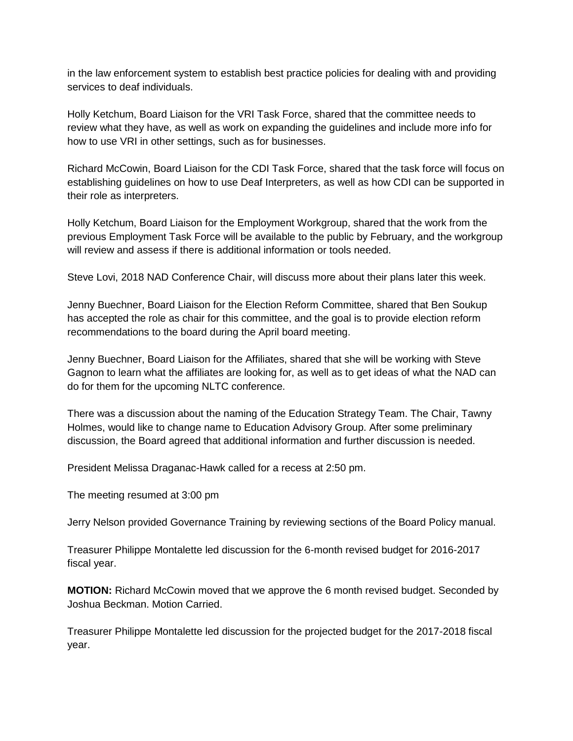in the law enforcement system to establish best practice policies for dealing with and providing services to deaf individuals.

Holly Ketchum, Board Liaison for the VRI Task Force, shared that the committee needs to review what they have, as well as work on expanding the guidelines and include more info for how to use VRI in other settings, such as for businesses.

Richard McCowin, Board Liaison for the CDI Task Force, shared that the task force will focus on establishing guidelines on how to use Deaf Interpreters, as well as how CDI can be supported in their role as interpreters.

Holly Ketchum, Board Liaison for the Employment Workgroup, shared that the work from the previous Employment Task Force will be available to the public by February, and the workgroup will review and assess if there is additional information or tools needed.

Steve Lovi, 2018 NAD Conference Chair, will discuss more about their plans later this week.

Jenny Buechner, Board Liaison for the Election Reform Committee, shared that Ben Soukup has accepted the role as chair for this committee, and the goal is to provide election reform recommendations to the board during the April board meeting.

Jenny Buechner, Board Liaison for the Affiliates, shared that she will be working with Steve Gagnon to learn what the affiliates are looking for, as well as to get ideas of what the NAD can do for them for the upcoming NLTC conference.

There was a discussion about the naming of the Education Strategy Team. The Chair, Tawny Holmes, would like to change name to Education Advisory Group. After some preliminary discussion, the Board agreed that additional information and further discussion is needed.

President Melissa Draganac-Hawk called for a recess at 2:50 pm.

The meeting resumed at 3:00 pm

Jerry Nelson provided Governance Training by reviewing sections of the Board Policy manual.

Treasurer Philippe Montalette led discussion for the 6-month revised budget for 2016-2017 fiscal year.

**MOTION:** Richard McCowin moved that we approve the 6 month revised budget. Seconded by Joshua Beckman. Motion Carried.

Treasurer Philippe Montalette led discussion for the projected budget for the 2017-2018 fiscal year.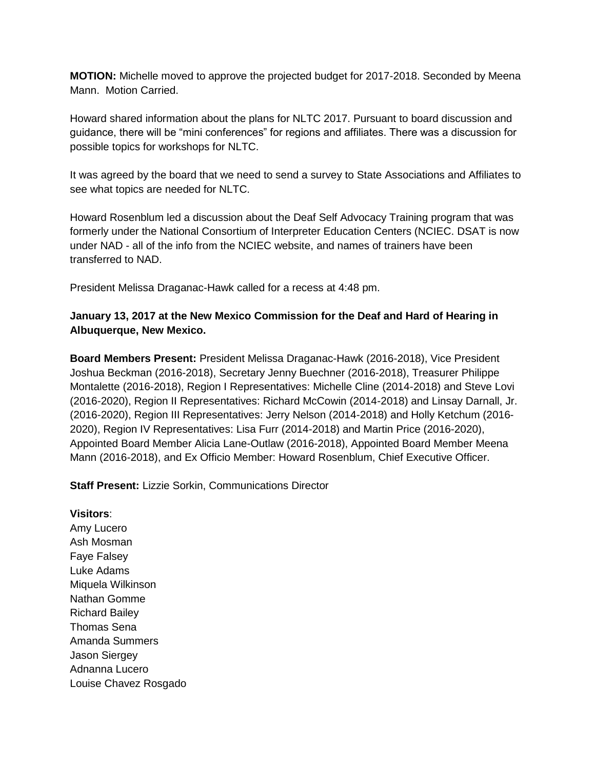**MOTION:** Michelle moved to approve the projected budget for 2017-2018. Seconded by Meena Mann. Motion Carried.

Howard shared information about the plans for NLTC 2017. Pursuant to board discussion and guidance, there will be "mini conferences" for regions and affiliates. There was a discussion for possible topics for workshops for NLTC.

It was agreed by the board that we need to send a survey to State Associations and Affiliates to see what topics are needed for NLTC.

Howard Rosenblum led a discussion about the Deaf Self Advocacy Training program that was formerly under the National Consortium of Interpreter Education Centers (NCIEC. DSAT is now under NAD - all of the info from the NCIEC website, and names of trainers have been transferred to NAD.

President Melissa Draganac-Hawk called for a recess at 4:48 pm.

**January 13, 2017 at the New Mexico Commission for the Deaf and Hard of Hearing in Albuquerque, New Mexico.**

**Board Members Present:** President Melissa Draganac-Hawk (2016-2018), Vice President Joshua Beckman (2016-2018), Secretary Jenny Buechner (2016-2018), Treasurer Philippe Montalette (2016-2018), Region I Representatives: Michelle Cline (2014-2018) and Steve Lovi (2016-2020), Region II Representatives: Richard McCowin (2014-2018) and Linsay Darnall, Jr. (2016-2020), Region III Representatives: Jerry Nelson (2014-2018) and Holly Ketchum (2016-2020), Region IV Representatives: Lisa Furr (2014-2018) and Martin Price (2016-2020), Appointed Board Member Alicia Lane-Outlaw (2016-2018), Appointed Board Member Meena Mann (2016-2018), and Ex Officio Member: Howard Rosenblum, Chief Executive Officer.

**Staff Present:** Lizzie Sorkin, Communications Director

**Visitors**:
Amy Lucero
Ash Mosman
Faye Falsey
Luke Adams
Miquela Wilkinson
Nathan Gomme
Richard Bailey
Thomas Sena
Amanda Summers
Jason Siergey
Adnanna Lucero
Louise Chavez Rosgado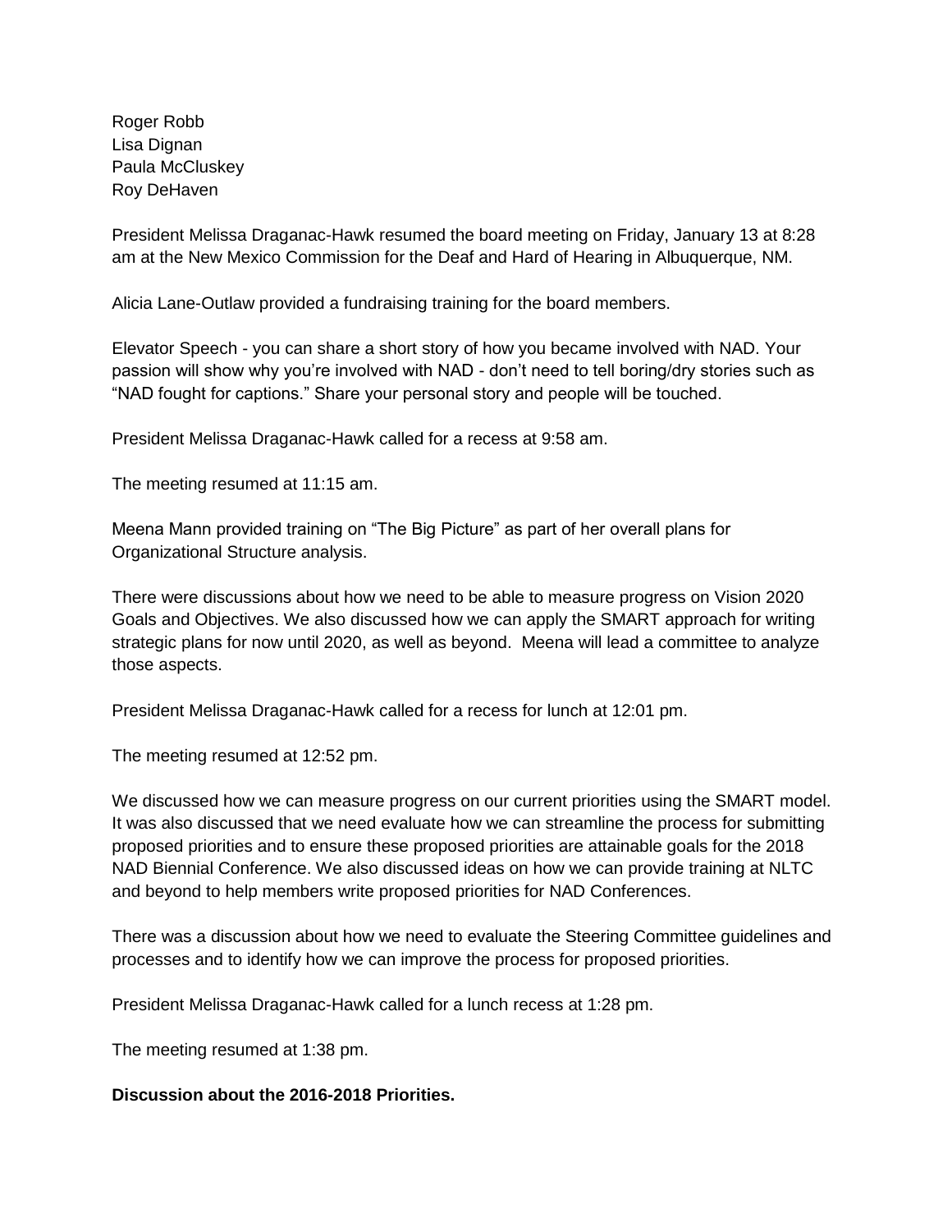Roger Robb
Lisa Dignan
Paula McCluskey
Roy DeHaven

President Melissa Draganac-Hawk resumed the board meeting on Friday, January 13 at 8:28 am at the New Mexico Commission for the Deaf and Hard of Hearing in Albuquerque, NM.

Alicia Lane-Outlaw provided a fundraising training for the board members.

Elevator Speech - you can share a short story of how you became involved with NAD. Your passion will show why you're involved with NAD - don't need to tell boring/dry stories such as "NAD fought for captions." Share your personal story and people will be touched.

President Melissa Draganac-Hawk called for a recess at 9:58 am.

The meeting resumed at 11:15 am.

Meena Mann provided training on "The Big Picture" as part of her overall plans for Organizational Structure analysis.

There were discussions about how we need to be able to measure progress on Vision 2020 Goals and Objectives. We also discussed how we can apply the SMART approach for writing strategic plans for now until 2020, as well as beyond. Meena will lead a committee to analyze those aspects.

President Melissa Draganac-Hawk called for a recess for lunch at 12:01 pm.

The meeting resumed at 12:52 pm.

We discussed how we can measure progress on our current priorities using the SMART model. It was also discussed that we need evaluate how we can streamline the process for submitting proposed priorities and to ensure these proposed priorities are attainable goals for the 2018 NAD Biennial Conference. We also discussed ideas on how we can provide training at NLTC and beyond to help members write proposed priorities for NAD Conferences.

There was a discussion about how we need to evaluate the Steering Committee guidelines and processes and to identify how we can improve the process for proposed priorities.

President Melissa Draganac-Hawk called for a lunch recess at 1:28 pm.

The meeting resumed at 1:38 pm.

**Discussion about the 2016-2018 Priorities.**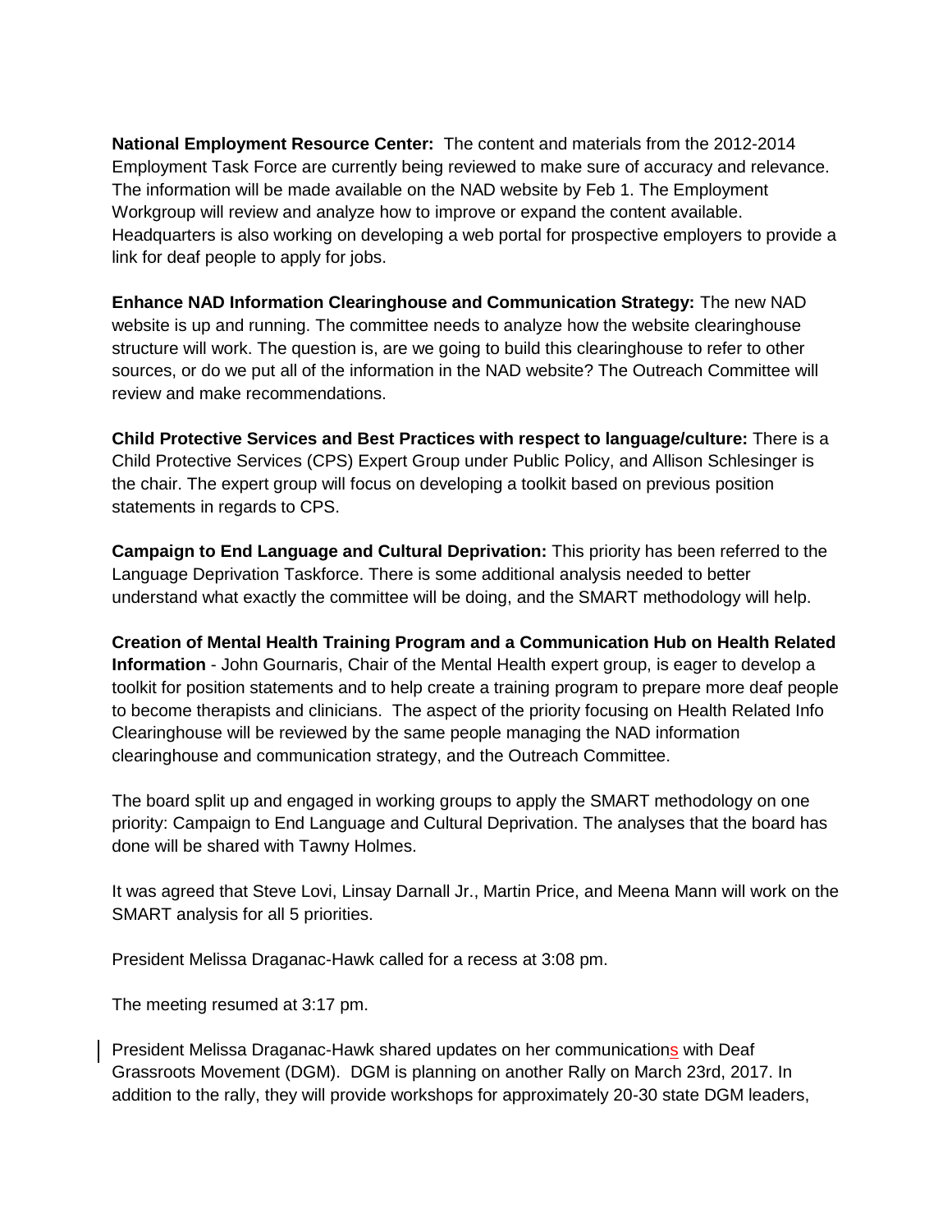**National Employment Resource Center:** The content and materials from the 2012-2014 Employment Task Force are currently being reviewed to make sure of accuracy and relevance. The information will be made available on the NAD website by Feb 1. The Employment Workgroup will review and analyze how to improve or expand the content available. Headquarters is also working on developing a web portal for prospective employers to provide a link for deaf people to apply for jobs.

**Enhance NAD Information Clearinghouse and Communication Strategy:** The new NAD website is up and running. The committee needs to analyze how the website clearinghouse structure will work. The question is, are we going to build this clearinghouse to refer to other sources, or do we put all of the information in the NAD website? The Outreach Committee will review and make recommendations.

**Child Protective Services and Best Practices with respect to language/culture:** There is a Child Protective Services (CPS) Expert Group under Public Policy, and Allison Schlesinger is the chair. The expert group will focus on developing a toolkit based on previous position statements in regards to CPS.

**Campaign to End Language and Cultural Deprivation:** This priority has been referred to the Language Deprivation Taskforce. There is some additional analysis needed to better understand what exactly the committee will be doing, and the SMART methodology will help.

**Creation of Mental Health Training Program and a Communication Hub on Health Related Information** - John Gournaris, Chair of the Mental Health expert group, is eager to develop a toolkit for position statements and to help create a training program to prepare more deaf people to become therapists and clinicians. The aspect of the priority focusing on Health Related Info Clearinghouse will be reviewed by the same people managing the NAD information clearinghouse and communication strategy, and the Outreach Committee.

The board split up and engaged in working groups to apply the SMART methodology on one priority: Campaign to End Language and Cultural Deprivation. The analyses that the board has done will be shared with Tawny Holmes.

It was agreed that Steve Lovi, Linsay Darnall Jr., Martin Price, and Meena Mann will work on the SMART analysis for all 5 priorities.

President Melissa Draganac-Hawk called for a recess at 3:08 pm.

The meeting resumed at 3:17 pm.

President Melissa Draganac-Hawk shared updates on her communications with Deaf Grassroots Movement (DGM). DGM is planning on another Rally on March 23rd, 2017. In addition to the rally, they will provide workshops for approximately 20-30 state DGM leaders,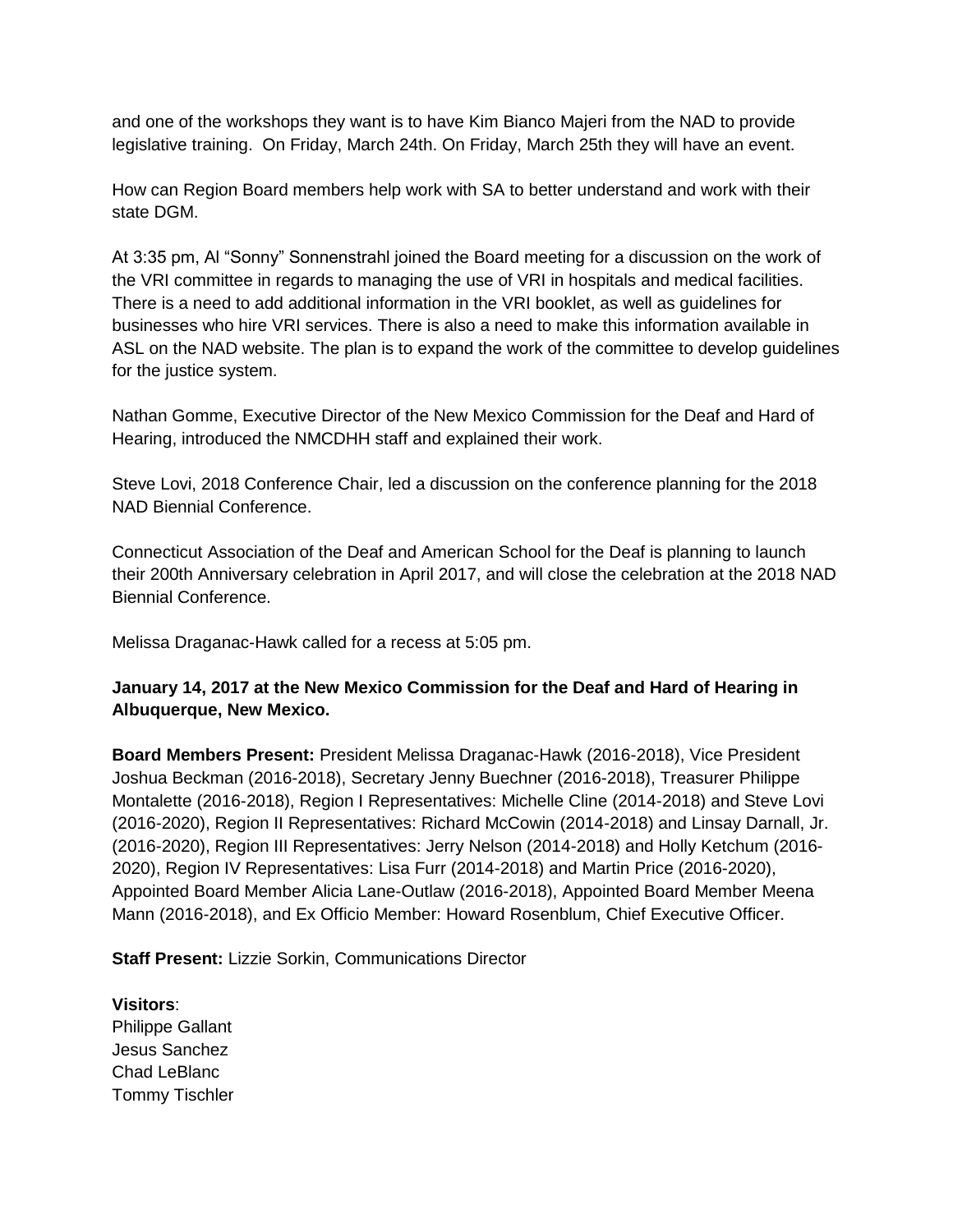and one of the workshops they want is to have Kim Bianco Majeri from the NAD to provide legislative training.  On Friday, March 24th. On Friday, March 25th they will have an event.

How can Region Board members help work with SA to better understand and work with their state DGM.

At 3:35 pm, Al "Sonny" Sonnenstrahl joined the Board meeting for a discussion on the work of the VRI committee in regards to managing the use of VRI in hospitals and medical facilities. There is a need to add additional information in the VRI booklet, as well as guidelines for businesses who hire VRI services. There is also a need to make this information available in ASL on the NAD website. The plan is to expand the work of the committee to develop guidelines for the justice system.

Nathan Gomme, Executive Director of the New Mexico Commission for the Deaf and Hard of Hearing, introduced the NMCDHH staff and explained their work.

Steve Lovi, 2018 Conference Chair, led a discussion on the conference planning for the 2018 NAD Biennial Conference.

Connecticut Association of the Deaf and American School for the Deaf is planning to launch their 200th Anniversary celebration in April 2017, and will close the celebration at the 2018 NAD Biennial Conference.

Melissa Draganac-Hawk called for a recess at 5:05 pm.

**January 14, 2017 at the New Mexico Commission for the Deaf and Hard of Hearing in Albuquerque, New Mexico.**

**Board Members Present:** President Melissa Draganac-Hawk (2016-2018), Vice President Joshua Beckman (2016-2018), Secretary Jenny Buechner (2016-2018), Treasurer Philippe Montalette (2016-2018), Region I Representatives: Michelle Cline (2014-2018) and Steve Lovi (2016-2020), Region II Representatives: Richard McCowin (2014-2018) and Linsay Darnall, Jr. (2016-2020), Region III Representatives: Jerry Nelson (2014-2018) and Holly Ketchum (2016-2020), Region IV Representatives: Lisa Furr (2014-2018) and Martin Price (2016-2020), Appointed Board Member Alicia Lane-Outlaw (2016-2018), Appointed Board Member Meena Mann (2016-2018), and Ex Officio Member: Howard Rosenblum, Chief Executive Officer.

**Staff Present:** Lizzie Sorkin, Communications Director

**Visitors**:
Philippe Gallant
Jesus Sanchez
Chad LeBlanc
Tommy Tischler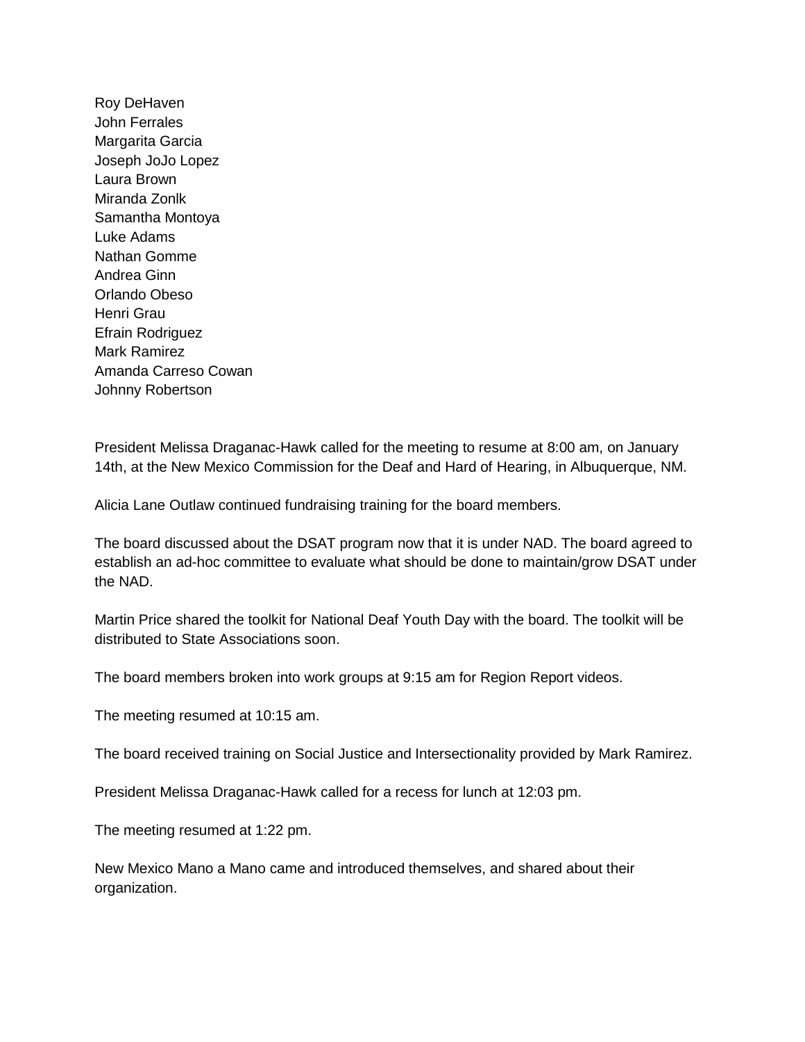Roy DeHaven
John Ferrales
Margarita Garcia
Joseph JoJo Lopez
Laura Brown
Miranda Zonlk
Samantha Montoya
Luke Adams
Nathan Gomme
Andrea Ginn
Orlando Obeso
Henri Grau
Efrain Rodriguez
Mark Ramirez
Amanda Carreso Cowan
Johnny Robertson

President Melissa Draganac-Hawk called for the meeting to resume at 8:00 am, on January 14th, at the New Mexico Commission for the Deaf and Hard of Hearing, in Albuquerque, NM.

Alicia Lane Outlaw continued fundraising training for the board members.

The board discussed about the DSAT program now that it is under NAD. The board agreed to establish an ad-hoc committee to evaluate what should be done to maintain/grow DSAT under the NAD.

Martin Price shared the toolkit for National Deaf Youth Day with the board. The toolkit will be distributed to State Associations soon.

The board members broken into work groups at 9:15 am for Region Report videos.

The meeting resumed at 10:15 am.

The board received training on Social Justice and Intersectionality provided by Mark Ramirez.

President Melissa Draganac-Hawk called for a recess for lunch at 12:03 pm.

The meeting resumed at 1:22 pm.

New Mexico Mano a Mano came and introduced themselves, and shared about their organization.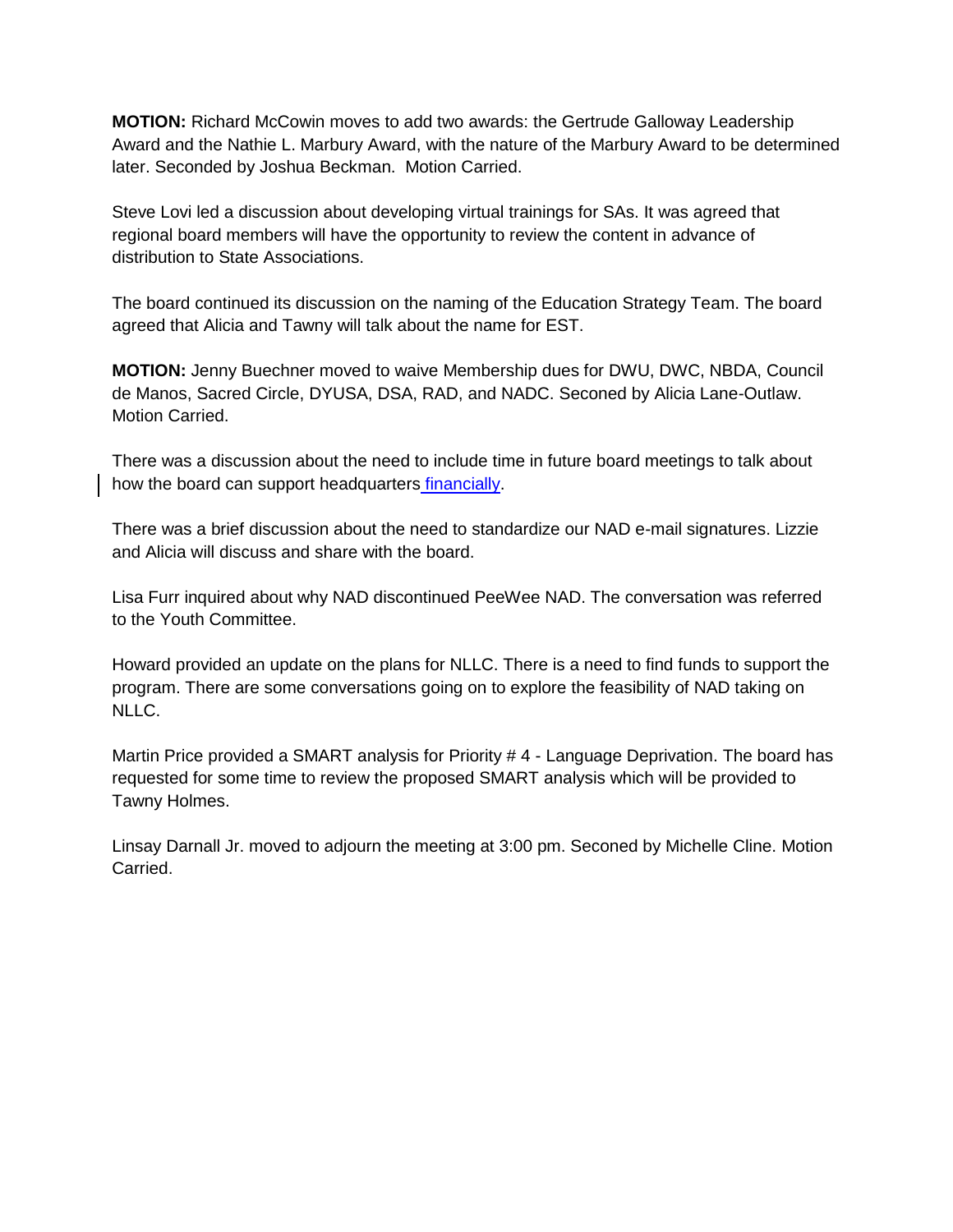**MOTION:** Richard McCowin moves to add two awards: the Gertrude Galloway Leadership Award and the Nathie L. Marbury Award, with the nature of the Marbury Award to be determined later. Seconded by Joshua Beckman. Motion Carried.

Steve Lovi led a discussion about developing virtual trainings for SAs. It was agreed that regional board members will have the opportunity to review the content in advance of distribution to State Associations.

The board continued its discussion on the naming of the Education Strategy Team. The board agreed that Alicia and Tawny will talk about the name for EST.

**MOTION:** Jenny Buechner moved to waive Membership dues for DWU, DWC, NBDA, Council de Manos, Sacred Circle, DYUSA, DSA, RAD, and NADC. Seconed by Alicia Lane-Outlaw. Motion Carried.

There was a discussion about the need to include time in future board meetings to talk about how the board can support headquarters financially.

There was a brief discussion about the need to standardize our NAD e-mail signatures. Lizzie and Alicia will discuss and share with the board.

Lisa Furr inquired about why NAD discontinued PeeWee NAD. The conversation was referred to the Youth Committee.

Howard provided an update on the plans for NLLC. There is a need to find funds to support the program. There are some conversations going on to explore the feasibility of NAD taking on NLLC.

Martin Price provided a SMART analysis for Priority # 4 - Language Deprivation. The board has requested for some time to review the proposed SMART analysis which will be provided to Tawny Holmes.

Linsay Darnall Jr. moved to adjourn the meeting at 3:00 pm. Seconed by Michelle Cline. Motion Carried.